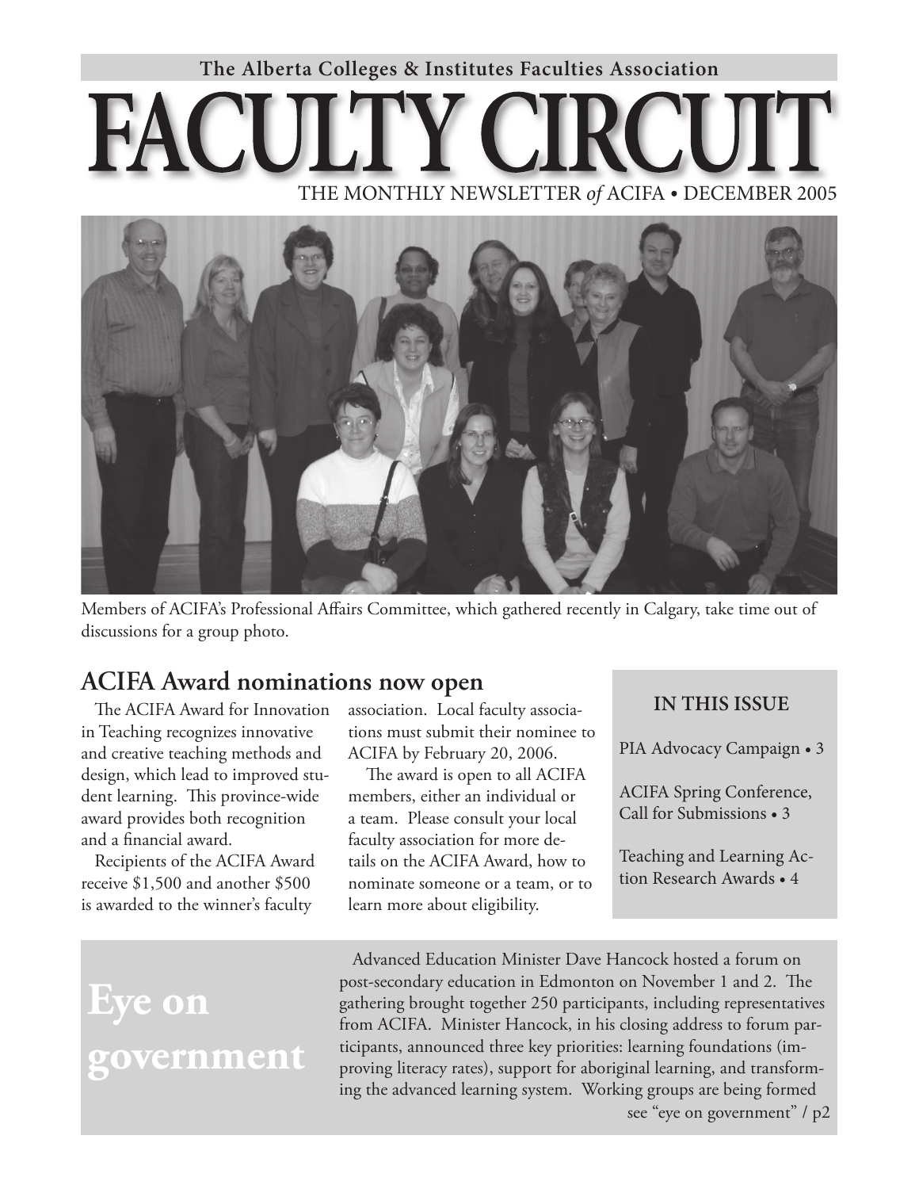The Alberta Colleges & Institutes Faculties Association

# FACULTY CIRCUIT

THE MONTHLY NEWSLETTER *of* ACIFA • DECEMBER 2005

Members of ACIFA's Professional Affairs Committee, which gathered recently in Calgary, take time out of discussions for a group photo.

## ACIFA Award nominations now open

The ACIFA Award for Innovation in Teaching recognizes innovative and creative teaching methods and design, which lead to improved student learning. This province-wide award provides both recognition and a financial award.

Recipients of the ACIFA Award receive $1,500 and another $500 is awarded to the winner's faculty association. Local faculty associations must submit their nominee to ACIFA by February 20, 2006.

The award is open to all ACIFA members, either an individual or a team. Please consult your local faculty association for more details on the ACIFA Award, how to nominate someone or a team, or to learn more about eligibility.

**IN THIS ISSUE**

PIA Advocacy Campaign • 3

ACIFA Spring Conference, Call for Submissions • 3

Teaching and Learning Action Research Awards • 4

## Eye on government

Advanced Education Minister Dave Hancock hosted a forum on post-secondary education in Edmonton on November 1 and 2. The gathering brought together 250 participants, including representatives from ACIFA. Minister Hancock, in his closing address to forum participants, announced three key priorities: learning foundations (improving literacy rates), support for aboriginal learning, and transforming the advanced learning system. Working groups are being formed

see "eye on government" / p2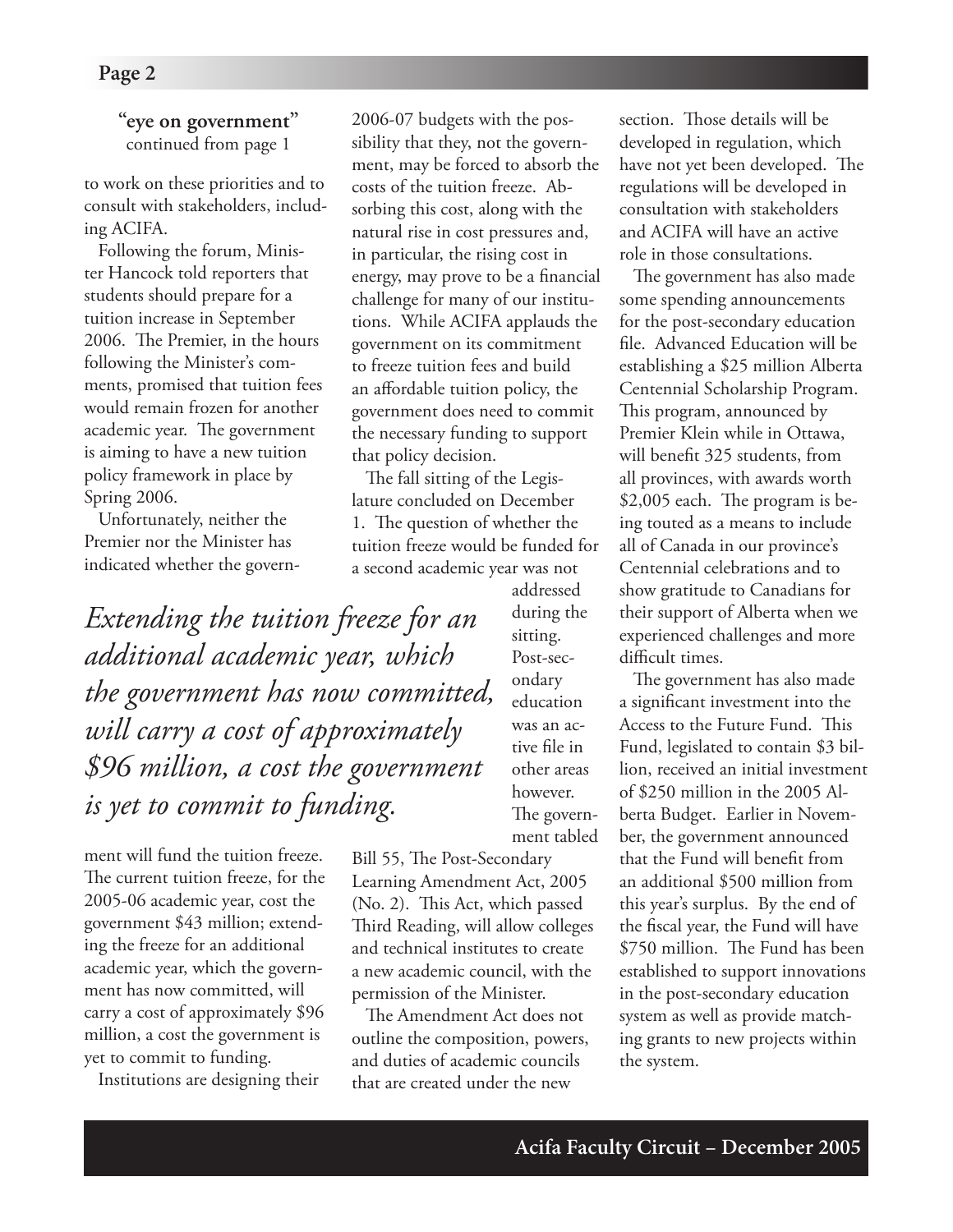**"eye on government"**
continued from page 1

to work on these priorities and to consult with stakeholders, including ACIFA.

Following the forum, Minister Hancock told reporters that students should prepare for a tuition increase in September 2006. The Premier, in the hours following the Minister's comments, promised that tuition fees would remain frozen for another academic year. The government is aiming to have a new tuition policy framework in place by Spring 2006.

Unfortunately, neither the Premier nor the Minister has indicated whether the government will fund the tuition freeze. The current tuition freeze, for the 2005-06 academic year, cost the government $43 million; extending the freeze for an additional academic year, which the government has now committed, will carry a cost of approximately $96 million, a cost the government is yet to commit to funding.

*Extending the tuition freeze for an additional academic year, which the government has now committed, will carry a cost of approximately $96 million, a cost the government is yet to commit to funding.*

Institutions are designing their 2006-07 budgets with the possibility that they, not the government, may be forced to absorb the costs of the tuition freeze. Absorbing this cost, along with the natural rise in cost pressures and, in particular, the rising cost in energy, may prove to be a financial challenge for many of our institutions. While ACIFA applauds the government on its commitment to freeze tuition fees and build an affordable tuition policy, the government does need to commit the necessary funding to support that policy decision.

The fall sitting of the Legislature concluded on December 1. The question of whether the tuition freeze would be funded for a second academic year was not addressed during the sitting. Post-secondary education was an active file in other areas however. The government tabled Bill 55, The Post-Secondary Learning Amendment Act, 2005 (No. 2). This Act, which passed Third Reading, will allow colleges and technical institutes to create a new academic council, with the permission of the Minister.

The Amendment Act does not outline the composition, powers, and duties of academic councils that are created under the new section. Those details will be developed in regulation, which have not yet been developed. The regulations will be developed in consultation with stakeholders and ACIFA will have an active role in those consultations.

The government has also made some spending announcements for the post-secondary education file. Advanced Education will be establishing a $25 million Alberta Centennial Scholarship Program. This program, announced by Premier Klein while in Ottawa, will benefit 325 students, from all provinces, with awards worth $2,005 each. The program is being touted as a means to include all of Canada in our province's Centennial celebrations and to show gratitude to Canadians for their support of Alberta when we experienced challenges and more difficult times.

The government has also made a significant investment into the Access to the Future Fund. This Fund, legislated to contain $3 billion, received an initial investment of $250 million in the 2005 Alberta Budget. Earlier in November, the government announced that the Fund will benefit from an additional $500 million from this year's surplus. By the end of the fiscal year, the Fund will have $750 million. The Fund has been established to support innovations in the post-secondary education system as well as provide matching grants to new projects within the system.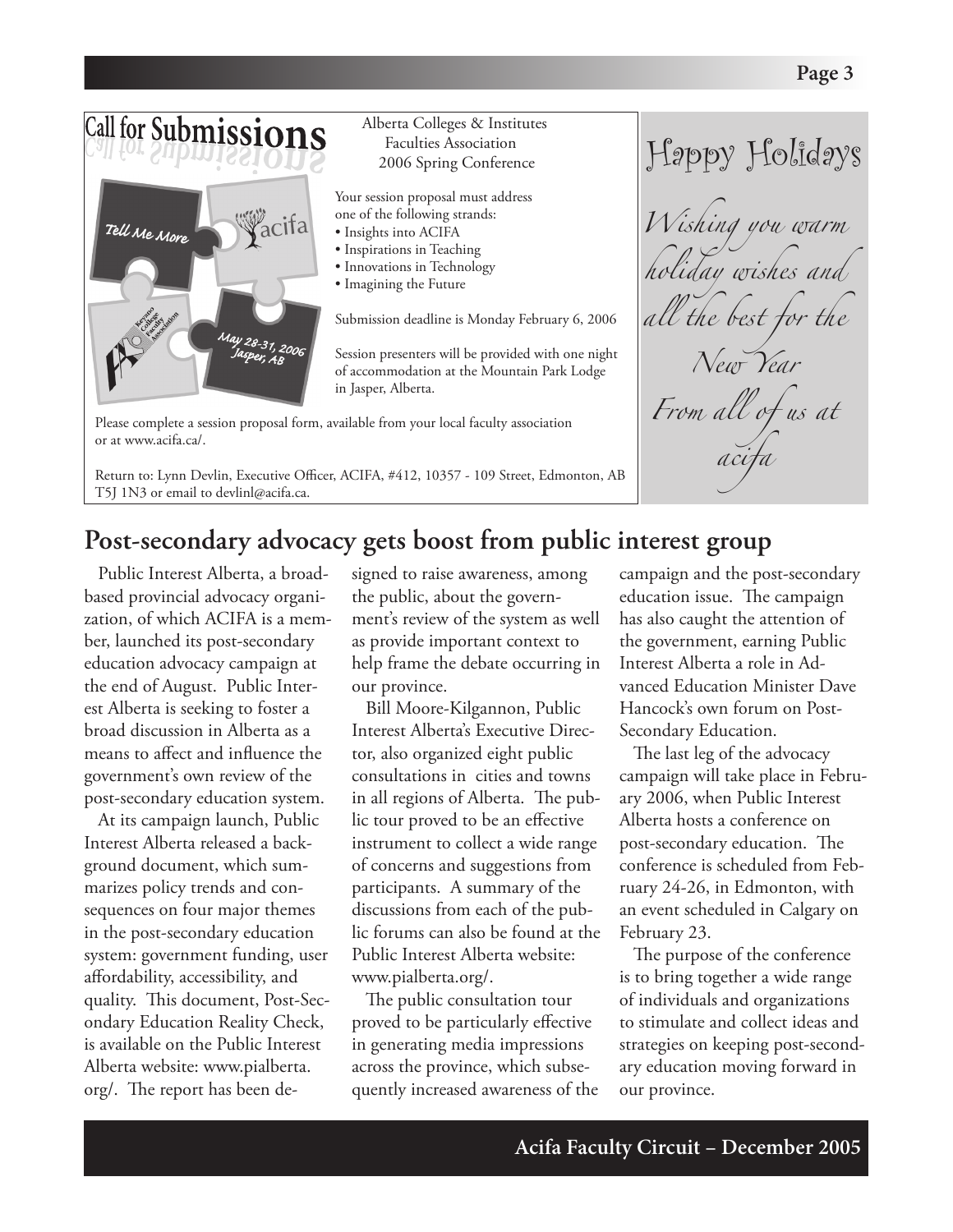## Call for Submissions

Tell Me More

acifa

Keyano College Faculty Association

May 28-31, 2006
Jasper, AB

Alberta Colleges & Institutes
Faculties Association
2006 Spring Conference

Your session proposal must address one of the following strands:

- Insights into ACIFA
- Inspirations in Teaching
- Innovations in Technology
- Imagining the Future

Submission deadline is Monday February 6, 2006

Session presenters will be provided with one night of accommodation at the Mountain Park Lodge in Jasper, Alberta.

Please complete a session proposal form, available from your local faculty association or at www.acifa.ca/.

Return to: Lynn Devlin, Executive Officer, ACIFA, #412, 10357 - 109 Street, Edmonton, AB T5J 1N3 or email to devlinl@acifa.ca.

## Happy Holidays

*Wishing you warm holiday wishes and all the best for the New Year*

*From all of us at acifa*

## Post-secondary advocacy gets boost from public interest group

Public Interest Alberta, a broad-based provincial advocacy organization, of which ACIFA is a member, launched its post-secondary education advocacy campaign at the end of August. Public Interest Alberta is seeking to foster a broad discussion in Alberta as a means to affect and influence the government's own review of the post-secondary education system.

At its campaign launch, Public Interest Alberta released a background document, which summarizes policy trends and consequences on four major themes in the post-secondary education system: government funding, user affordability, accessibility, and quality. This document, Post-Secondary Education Reality Check, is available on the Public Interest Alberta website: www.pialberta.org/. The report has been designed to raise awareness, among the public, about the government's review of the system as well as provide important context to help frame the debate occurring in our province.

Bill Moore-Kilgannon, Public Interest Alberta's Executive Director, also organized eight public consultations in cities and towns in all regions of Alberta. The public tour proved to be an effective instrument to collect a wide range of concerns and suggestions from participants. A summary of the discussions from each of the public forums can also be found at the Public Interest Alberta website: www.pialberta.org/.

The public consultation tour proved to be particularly effective in generating media impressions across the province, which subsequently increased awareness of the campaign and the post-secondary education issue. The campaign has also caught the attention of the government, earning Public Interest Alberta a role in Advanced Education Minister Dave Hancock's own forum on Post-Secondary Education.

The last leg of the advocacy campaign will take place in February 2006, when Public Interest Alberta hosts a conference on post-secondary education. The conference is scheduled from February 24-26, in Edmonton, with an event scheduled in Calgary on February 23.

The purpose of the conference is to bring together a wide range of individuals and organizations to stimulate and collect ideas and strategies on keeping post-secondary education moving forward in our province.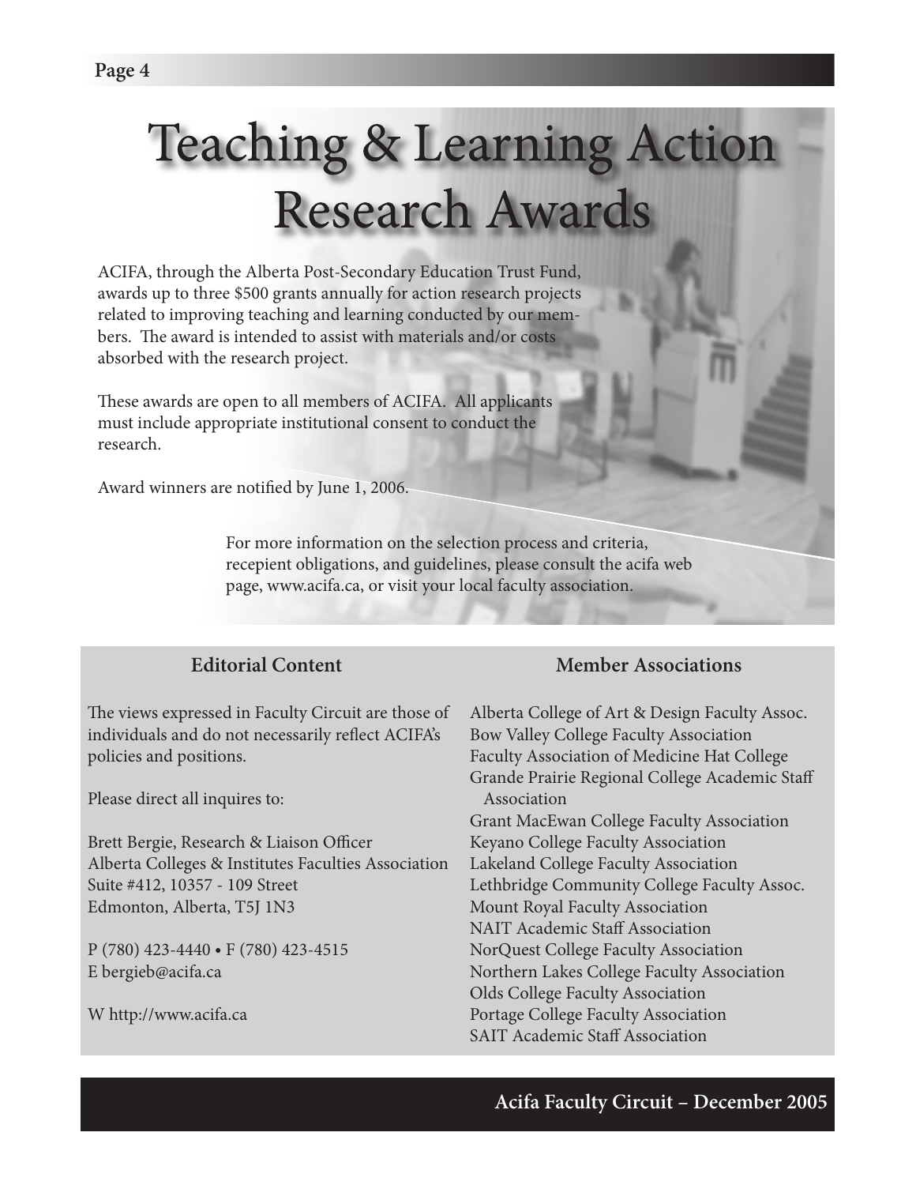# Teaching & Learning Action Research Awards

ACIFA, through the Alberta Post-Secondary Education Trust Fund, awards up to three $500 grants annually for action research projects related to improving teaching and learning conducted by our members. The award is intended to assist with materials and/or costs absorbed with the research project.

These awards are open to all members of ACIFA. All applicants must include appropriate institutional consent to conduct the research.

Award winners are notified by June 1, 2006.

For more information on the selection process and criteria, recepient obligations, and guidelines, please consult the acifa web page, www.acifa.ca, or visit your local faculty association.

## Editorial Content

The views expressed in Faculty Circuit are those of individuals and do not necessarily reflect ACIFA's policies and positions.

Please direct all inquires to:

Brett Bergie, Research & Liaison Officer
Alberta Colleges & Institutes Faculties Association
Suite #412, 10357 - 109 Street
Edmonton, Alberta, T5J 1N3

P (780) 423-4440 • F (780) 423-4515
E bergieb@acifa.ca

W http://www.acifa.ca

## Member Associations

Alberta College of Art & Design Faculty Assoc.
Bow Valley College Faculty Association
Faculty Association of Medicine Hat College
Grande Prairie Regional College Academic Staff Association
Grant MacEwan College Faculty Association
Keyano College Faculty Association
Lakeland College Faculty Association
Lethbridge Community College Faculty Assoc.
Mount Royal Faculty Association
NAIT Academic Staff Association
NorQuest College Faculty Association
Northern Lakes College Faculty Association
Olds College Faculty Association
Portage College Faculty Association
SAIT Academic Staff Association